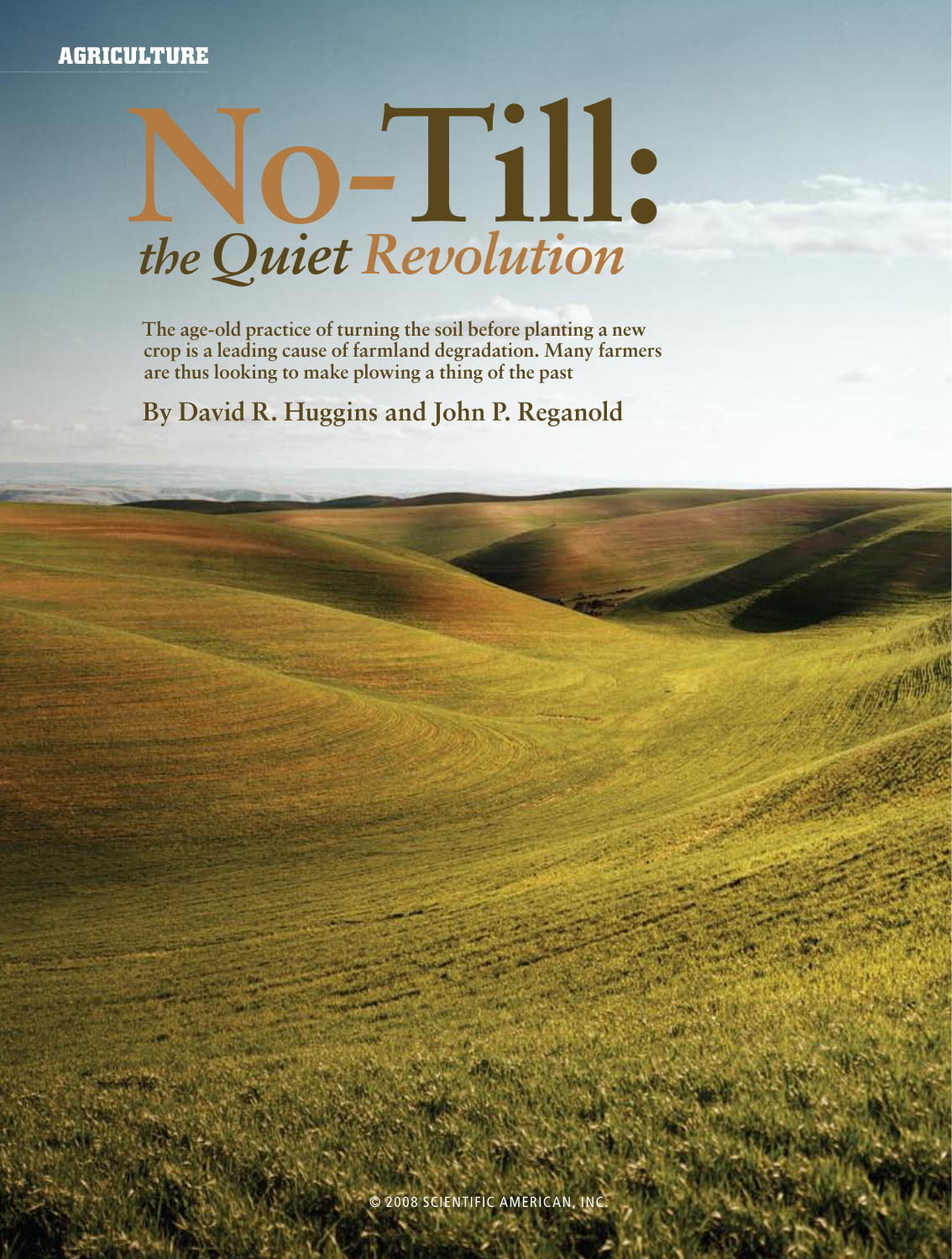AGRICULTURE

# No-Till: *the Quiet Revolution*

**The age-old practice of turning the soil before planting a new crop is a leading cause of farmland degradation. Many farmers are thus looking to make plowing a thing of the past**

## By David R. Huggins and John P. Reganold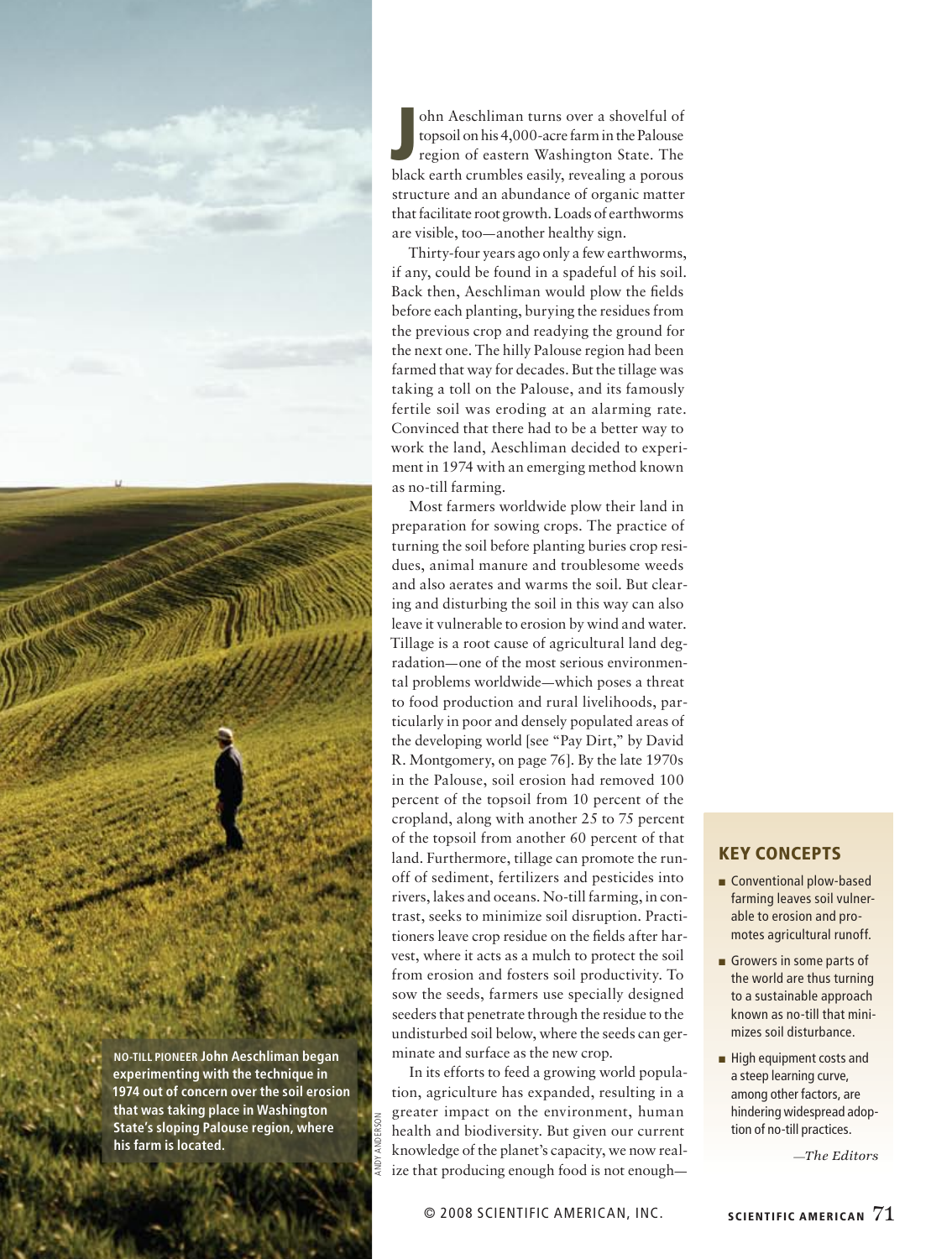John Aeschliman turns over a shovelful of topsoil on his 4,000-acre farm in the Palouse region of eastern Washington State. The black earth crumbles easily, revealing a porous structure and an abundance of organic matter that facilitate root growth. Loads of earthworms are visible, too—another healthy sign.

Thirty-four years ago only a few earthworms, if any, could be found in a spadeful of his soil. Back then, Aeschliman would plow the fields before each planting, burying the residues from the previous crop and readying the ground for the next one. The hilly Palouse region had been farmed that way for decades. But the tillage was taking a toll on the Palouse, and its famously fertile soil was eroding at an alarming rate. Convinced that there had to be a better way to work the land, Aeschliman decided to experiment in 1974 with an emerging method known as no-till farming.

Most farmers worldwide plow their land in preparation for sowing crops. The practice of turning the soil before planting buries crop residues, animal manure and troublesome weeds and also aerates and warms the soil. But clearing and disturbing the soil in this way can also leave it vulnerable to erosion by wind and water. Tillage is a root cause of agricultural land degradation—one of the most serious environmental problems worldwide—which poses a threat to food production and rural livelihoods, particularly in poor and densely populated areas of the developing world [see "Pay Dirt," by David R. Montgomery, on page 76]. By the late 1970s in the Palouse, soil erosion had removed 100 percent of the topsoil from 10 percent of the cropland, along with another 25 to 75 percent of the topsoil from another 60 percent of that land. Furthermore, tillage can promote the runoff of sediment, fertilizers and pesticides into rivers, lakes and oceans. No-till farming, in contrast, seeks to minimize soil disruption. Practitioners leave crop residue on the fields after harvest, where it acts as a mulch to protect the soil from erosion and fosters soil productivity. To sow the seeds, farmers use specially designed seeders that penetrate through the residue to the undisturbed soil below, where the seeds can germinate and surface as the new crop.

In its efforts to feed a growing world population, agriculture has expanded, resulting in a greater impact on the environment, human health and biodiversity. But given our current knowledge of the planet's capacity, we now realize that producing enough food is not enough—

**NO-TILL PIONEER** **John Aeschliman began experimenting with the technique in 1974 out of concern over the soil erosion that was taking place in Washington State's sloping Palouse region, where his farm is located.**

ANDY ANDERSON

## KEY CONCEPTS

- Conventional plow-based farming leaves soil vulnerable to erosion and promotes agricultural runoff.
- Growers in some parts of the world are thus turning to a sustainable approach known as no-till that minimizes soil disturbance.
- High equipment costs and a steep learning curve, among other factors, are hindering widespread adoption of no-till practices.

*—The Editors*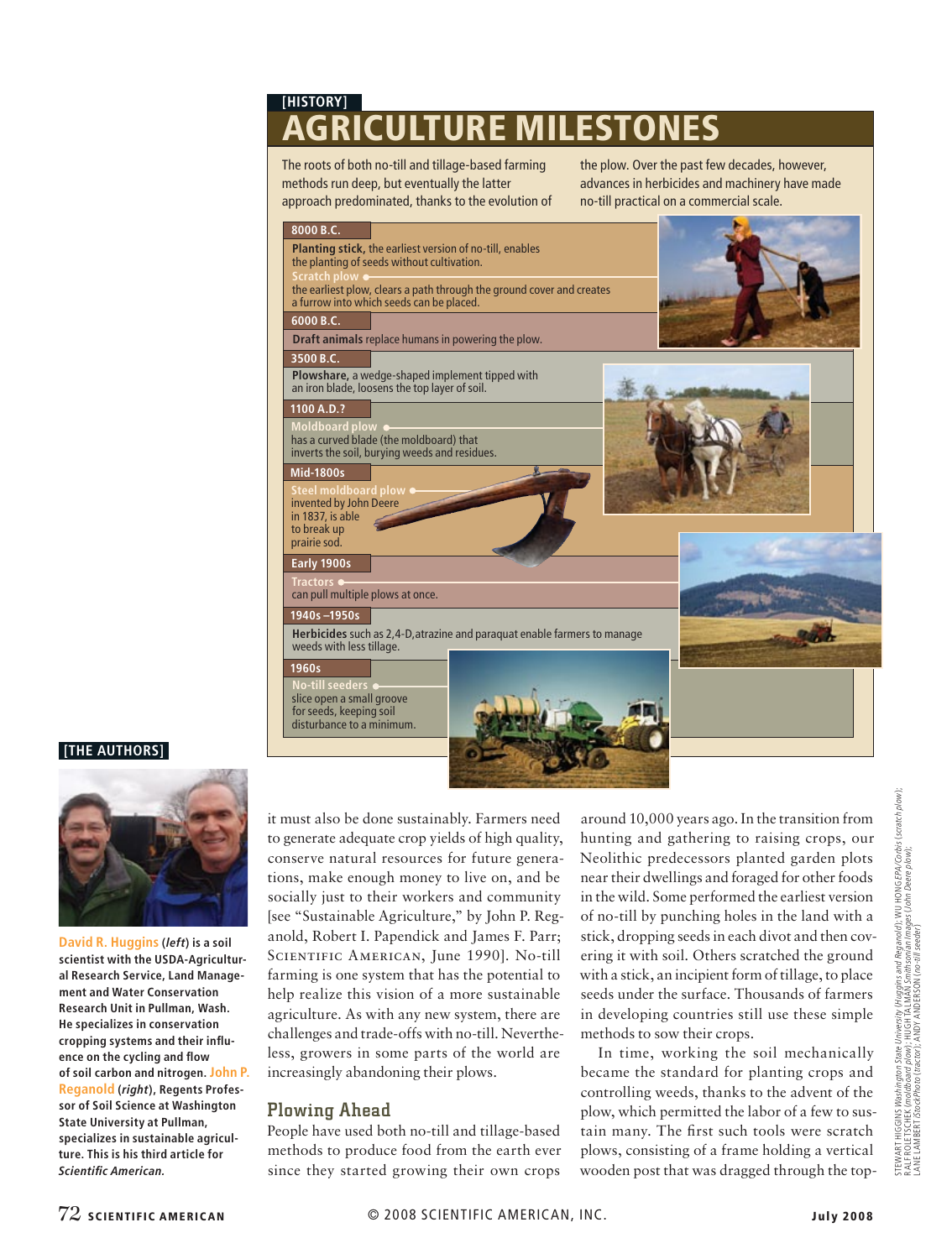[HISTORY]

# AGRICULTURE MILESTONES

The roots of both no-till and tillage-based farming methods run deep, but eventually the latter approach predominated, thanks to the evolution of the plow. Over the past few decades, however, advances in herbicides and machinery have made no-till practical on a commercial scale.

**8000 B.C.**

**Planting stick,** the earliest version of no-till, enables the planting of seeds without cultivation.

Scratch plow, the earliest plow, clears a path through the ground cover and creates a furrow into which seeds can be placed.

**6000 B.C.**

**Draft animals** replace humans in powering the plow.

**3500 B.C.**

**Plowshare,** a wedge-shaped implement tipped with an iron blade, loosens the top layer of soil.

**1100 A.D.?**

Moldboard plow has a curved blade (the moldboard) that inverts the soil, burying weeds and residues.

**Mid-1800s**

Steel moldboard plow invented by John Deere in 1837, is able to break up prairie sod.

**Early 1900s**

Tractors can pull multiple plows at once.

**1940s–1950s**

**Herbicides** such as 2,4-D, atrazine and paraquat enable farmers to manage weeds with less tillage.

**1960s**

No-till seeders slice open a small groove for seeds, keeping soil disturbance to a minimum.

[THE AUTHORS]

**David R. Huggins (*left*) is a soil scientist with the USDA-Agricultural Research Service, Land Management and Water Conservation Research Unit in Pullman, Wash. He specializes in conservation cropping systems and their influence on the cycling and flow of soil carbon and nitrogen. John P. Reganold (*right*), Regents Professor of Soil Science at Washington State University at Pullman, specializes in sustainable agriculture. This is his third article for *Scientific American*.**

it must also be done sustainably. Farmers need to generate adequate crop yields of high quality, conserve natural resources for future generations, make enough money to live on, and be socially just to their workers and community [see "Sustainable Agriculture," by John P. Reganold, Robert I. Papendick and James F. Parr; SCIENTIFIC AMERICAN, June 1990]. No-till farming is one system that has the potential to help realize this vision of a more sustainable agriculture. As with any new system, there are challenges and trade-offs with no-till. Nevertheless, growers in some parts of the world are increasingly abandoning their plows.

## Plowing Ahead

People have used both no-till and tillage-based methods to produce food from the earth ever since they started growing their own crops around 10,000 years ago. In the transition from hunting and gathering to raising crops, our Neolithic predecessors planted garden plots near their dwellings and foraged for other foods in the wild. Some performed the earliest version of no-till by punching holes in the land with a stick, dropping seeds in each divot and then covering it with soil. Others scratched the ground with a stick, an incipient form of tillage, to place seeds under the surface. Thousands of farmers in developing countries still use these simple methods to sow their crops.

In time, working the soil mechanically became the standard for planting crops and controlling weeds, thanks to the advent of the plow, which permitted the labor of a few to sustain many. The first such tools were scratch plows, consisting of a frame holding a vertical wooden post that was dragged through the top-

STEWART HIGGINS *Washington State University (Huggins and Reganold)*; WU HONG *EPA/Corbis (scratch plow)*; RALF ROLETSCHEK *(moldboard plow)*; HUGH TALMAN *Smithsonian Images (John Deere plow)*; LANE LAMBERT *iStockPhoto (tractor)*; ANDY ANDERSON *(no-till seeder)*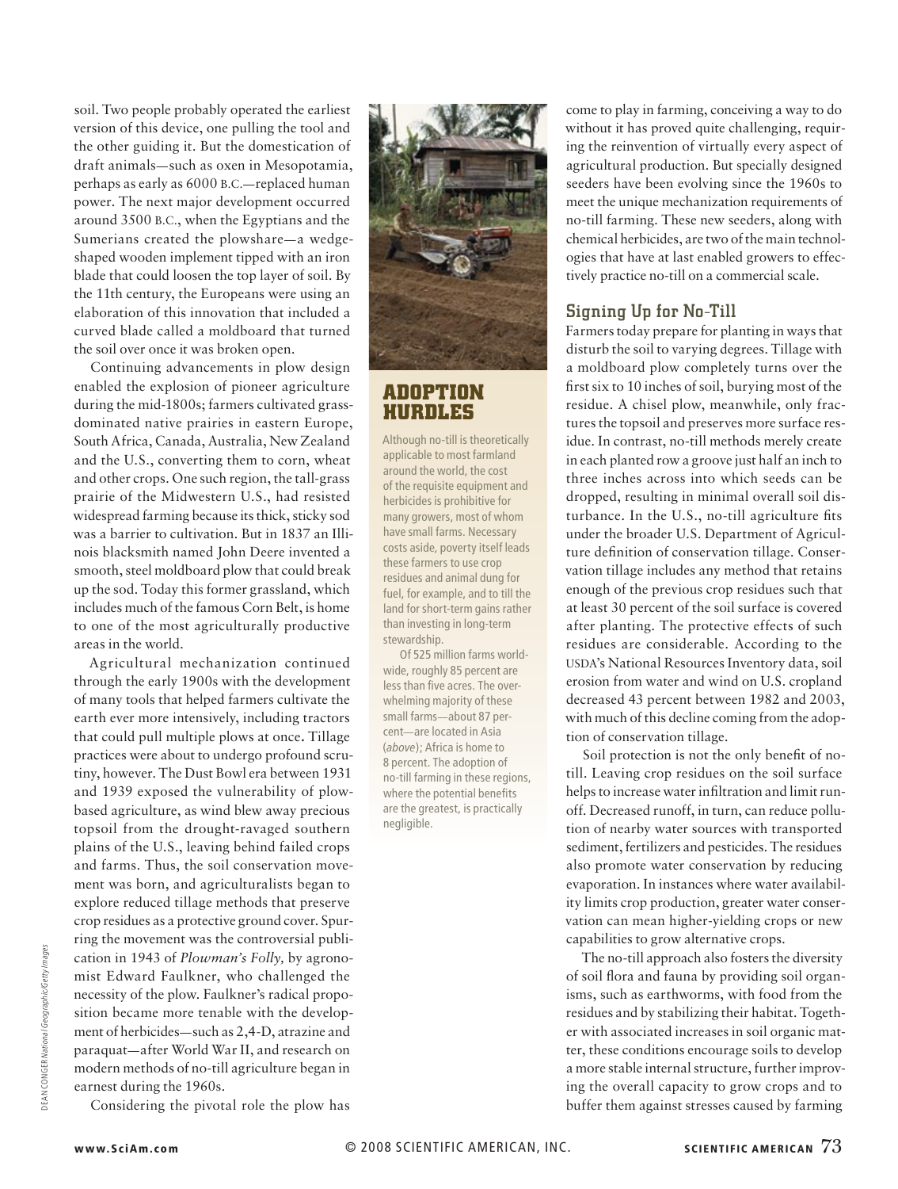soil. Two people probably operated the earliest version of this device, one pulling the tool and the other guiding it. But the domestication of draft animals—such as oxen in Mesopotamia, perhaps as early as 6000 B.C.—replaced human power. The next major development occurred around 3500 B.C., when the Egyptians and the Sumerians created the plowshare—a wedge-shaped wooden implement tipped with an iron blade that could loosen the top layer of soil. By the 11th century, the Europeans were using an elaboration of this innovation that included a curved blade called a moldboard that turned the soil over once it was broken open.

Continuing advancements in plow design enabled the explosion of pioneer agriculture during the mid-1800s; farmers cultivated grass-dominated native prairies in eastern Europe, South Africa, Canada, Australia, New Zealand and the U.S., converting them to corn, wheat and other crops. One such region, the tall-grass prairie of the Midwestern U.S., had resisted widespread farming because its thick, sticky sod was a barrier to cultivation. But in 1837 an Illinois blacksmith named John Deere invented a smooth, steel moldboard plow that could break up the sod. Today this former grassland, which includes much of the famous Corn Belt, is home to one of the most agriculturally productive areas in the world.

Agricultural mechanization continued through the early 1900s with the development of many tools that helped farmers cultivate the earth ever more intensively, including tractors that could pull multiple plows at once. Tillage practices were about to undergo profound scrutiny, however. The Dust Bowl era between 1931 and 1939 exposed the vulnerability of plow-based agriculture, as wind blew away precious topsoil from the drought-ravaged southern plains of the U.S., leaving behind failed crops and farms. Thus, the soil conservation movement was born, and agriculturalists began to explore reduced tillage methods that preserve crop residues as a protective ground cover. Spurring the movement was the controversial publication in 1943 of *Plowman's Folly,* by agronomist Edward Faulkner, who challenged the necessity of the plow. Faulkner's radical proposition became more tenable with the development of herbicides—such as 2,4-D, atrazine and paraquat—after World War II, and research on modern methods of no-till agriculture began in earnest during the 1960s.

Considering the pivotal role the plow has come to play in farming, conceiving a way to do without it has proved quite challenging, requiring the reinvention of virtually every aspect of agricultural production. But specially designed seeders have been evolving since the 1960s to meet the unique mechanization requirements of no-till farming. These new seeders, along with chemical herbicides, are two of the main technologies that have at last enabled growers to effectively practice no-till on a commercial scale.

## ADOPTION HURDLES

Although no-till is theoretically applicable to most farmland around the world, the cost of the requisite equipment and herbicides is prohibitive for many growers, most of whom have small farms. Necessary costs aside, poverty itself leads these farmers to use crop residues and animal dung for fuel, for example, and to till the land for short-term gains rather than investing in long-term stewardship.

Of 525 million farms worldwide, roughly 85 percent are less than five acres. The overwhelming majority of these small farms—about 87 percent—are located in Asia (*above*); Africa is home to 8 percent. The adoption of no-till farming in these regions, where the potential benefits are the greatest, is practically negligible.

DEAN CONGER *National Geographic/Getty Images*

## Signing Up for No-Till

Farmers today prepare for planting in ways that disturb the soil to varying degrees. Tillage with a moldboard plow completely turns over the first six to 10 inches of soil, burying most of the residue. A chisel plow, meanwhile, only fractures the topsoil and preserves more surface residue. In contrast, no-till methods merely create in each planted row a groove just half an inch to three inches across into which seeds can be dropped, resulting in minimal overall soil disturbance. In the U.S., no-till agriculture fits under the broader U.S. Department of Agriculture definition of conservation tillage. Conservation tillage includes any method that retains enough of the previous crop residues such that at least 30 percent of the soil surface is covered after planting. The protective effects of such residues are considerable. According to the USDA's National Resources Inventory data, soil erosion from water and wind on U.S. cropland decreased 43 percent between 1982 and 2003, with much of this decline coming from the adoption of conservation tillage.

Soil protection is not the only benefit of no-till. Leaving crop residues on the soil surface helps to increase water infiltration and limit runoff. Decreased runoff, in turn, can reduce pollution of nearby water sources with transported sediment, fertilizers and pesticides. The residues also promote water conservation by reducing evaporation. In instances where water availability limits crop production, greater water conservation can mean higher-yielding crops or new capabilities to grow alternative crops.

The no-till approach also fosters the diversity of soil flora and fauna by providing soil organisms, such as earthworms, with food from the residues and by stabilizing their habitat. Together with associated increases in soil organic matter, these conditions encourage soils to develop a more stable internal structure, further improving the overall capacity to grow crops and to buffer them against stresses caused by farming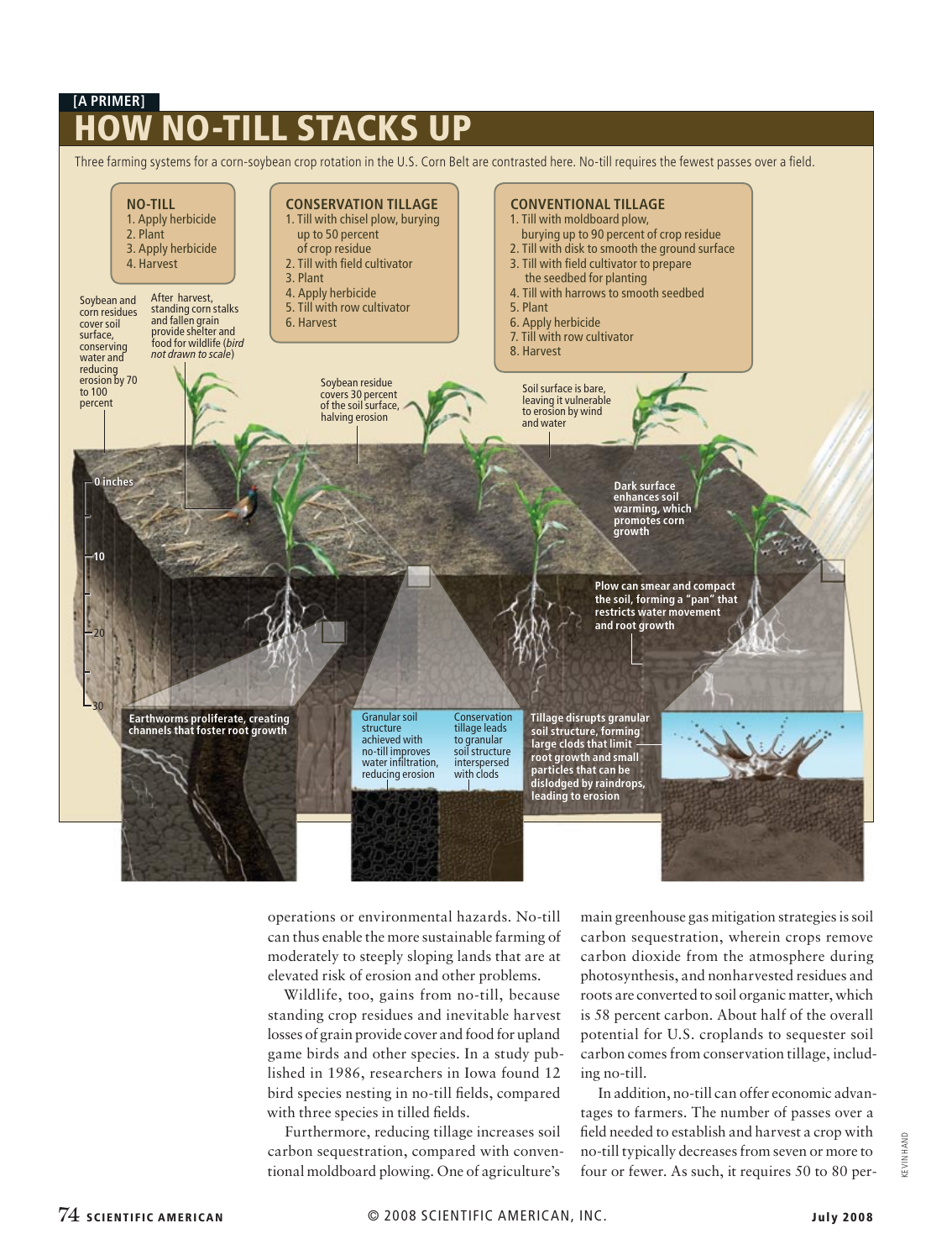[A PRIMER]

# HOW NO-TILL STACKS UP

Three farming systems for a corn-soybean crop rotation in the U.S. Corn Belt are contrasted here. No-till requires the fewest passes over a field.

**NO-TILL**
1. Apply herbicide
2. Plant
3. Apply herbicide
4. Harvest

**CONSERVATION TILLAGE**
1. Till with chisel plow, burying up to 50 percent of crop residue
2. Till with field cultivator
3. Plant
4. Apply herbicide
5. Till with row cultivator
6. Harvest

**CONVENTIONAL TILLAGE**
1. Till with moldboard plow, burying up to 90 percent of crop residue
2. Till with disk to smooth the ground surface
3. Till with field cultivator to prepare the seedbed for planting
4. Till with harrows to smooth seedbed
5. Plant
6. Apply herbicide
7. Till with row cultivator
8. Harvest

Soybean and corn residues cover soil surface, conserving water and reducing erosion by 70 to 100 percent

After harvest, standing corn stalks and fallen grain provide shelter and food for wildlife (*bird not drawn to scale*)

Soybean residue covers 30 percent of the soil surface, halving erosion

Soil surface is bare, leaving it vulnerable to erosion by wind and water

**Dark surface enhances soil warming, which promotes corn growth**

**Plow can smear and compact the soil, forming a "pan" that restricts water movement and root growth**

0 inches
10
20
30

**Earthworms proliferate, creating channels that foster root growth**

Granular soil structure achieved with no-till improves water infiltration, reducing erosion

Conservation tillage leads to granular soil structure interspersed with clods

**Tillage disrupts granular soil structure, forming large clods that limit root growth and small particles that can be dislodged by raindrops, leading to erosion**

operations or environmental hazards. No-till can thus enable the more sustainable farming of moderately to steeply sloping lands that are at elevated risk of erosion and other problems.

Wildlife, too, gains from no-till, because standing crop residues and inevitable harvest losses of grain provide cover and food for upland game birds and other species. In a study published in 1986, researchers in Iowa found 12 bird species nesting in no-till fields, compared with three species in tilled fields.

Furthermore, reducing tillage increases soil carbon sequestration, compared with conventional moldboard plowing. One of agriculture's main greenhouse gas mitigation strategies is soil carbon sequestration, wherein crops remove carbon dioxide from the atmosphere during photosynthesis, and nonharvested residues and roots are converted to soil organic matter, which is 58 percent carbon. About half of the overall potential for U.S. croplands to sequester soil carbon comes from conservation tillage, including no-till.

In addition, no-till can offer economic advantages to farmers. The number of passes over a field needed to establish and harvest a crop with no-till typically decreases from seven or more to four or fewer. As such, it requires 50 to 80 per-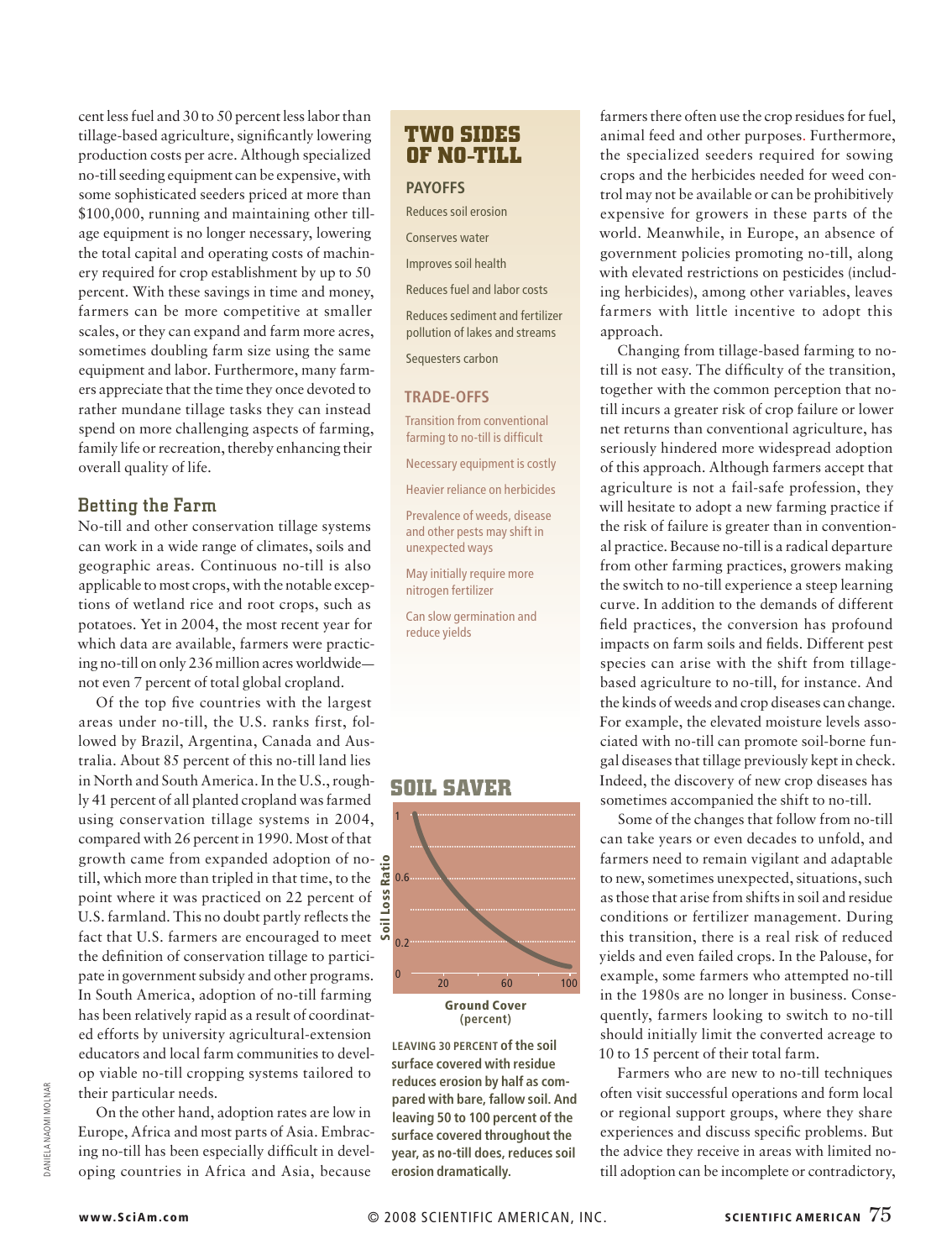cent less fuel and 30 to 50 percent less labor than tillage-based agriculture, significantly lowering production costs per acre. Although specialized no-till seeding equipment can be expensive, with some sophisticated seeders priced at more than $100,000, running and maintaining other tillage equipment is no longer necessary, lowering the total capital and operating costs of machinery required for crop establishment by up to 50 percent. With these savings in time and money, farmers can be more competitive at smaller scales, or they can expand and farm more acres, sometimes doubling farm size using the same equipment and labor. Furthermore, many farmers appreciate that the time they once devoted to rather mundane tillage tasks they can instead spend on more challenging aspects of farming, family life or recreation, thereby enhancing their overall quality of life.

## Betting the Farm

No-till and other conservation tillage systems can work in a wide range of climates, soils and geographic areas. Continuous no-till is also applicable to most crops, with the notable exceptions of wetland rice and root crops, such as potatoes. Yet in 2004, the most recent year for which data are available, farmers were practicing no-till on only 236 million acres worldwide—not even 7 percent of total global cropland.

Of the top five countries with the largest areas under no-till, the U.S. ranks first, followed by Brazil, Argentina, Canada and Australia. About 85 percent of this no-till land lies in North and South America. In the U.S., roughly 41 percent of all planted cropland was farmed using conservation tillage systems in 2004, compared with 26 percent in 1990. Most of that growth came from expanded adoption of no-till, which more than tripled in that time, to the point where it was practiced on 22 percent of U.S. farmland. This no doubt partly reflects the fact that U.S. farmers are encouraged to meet the definition of conservation tillage to participate in government subsidy and other programs. In South America, adoption of no-till farming has been relatively rapid as a result of coordinated efforts by university agricultural-extension educators and local farm communities to develop viable no-till cropping systems tailored to their particular needs.

On the other hand, adoption rates are low in Europe, Africa and most parts of Asia. Embracing no-till has been especially difficult in developing countries in Africa and Asia, because farmers there often use the crop residues for fuel, animal feed and other purposes. Furthermore, the specialized seeders required for sowing crops and the herbicides needed for weed control may not be available or can be prohibitively expensive for growers in these parts of the world. Meanwhile, in Europe, an absence of government policies promoting no-till, along with elevated restrictions on pesticides (including herbicides), among other variables, leaves farmers with little incentive to adopt this approach.

Changing from tillage-based farming to no-till is not easy. The difficulty of the transition, together with the common perception that no-till incurs a greater risk of crop failure or lower net returns than conventional agriculture, has seriously hindered more widespread adoption of this approach. Although farmers accept that agriculture is not a fail-safe profession, they will hesitate to adopt a new farming practice if the risk of failure is greater than in conventional practice. Because no-till is a radical departure from other farming practices, growers making the switch to no-till experience a steep learning curve. In addition to the demands of different field practices, the conversion has profound impacts on farm soils and fields. Different pest species can arise with the shift from tillage-based agriculture to no-till, for instance. And the kinds of weeds and crop diseases can change. For example, the elevated moisture levels associated with no-till can promote soil-borne fungal diseases that tillage previously kept in check. Indeed, the discovery of new crop diseases has sometimes accompanied the shift to no-till.

Some of the changes that follow from no-till can take years or even decades to unfold, and farmers need to remain vigilant and adaptable to new, sometimes unexpected, situations, such as those that arise from shifts in soil and residue conditions or fertilizer management. During this transition, there is a real risk of reduced yields and even failed crops. In the Palouse, for example, some farmers who attempted no-till in the 1980s are no longer in business. Consequently, farmers looking to switch to no-till should initially limit the converted acreage to 10 to 15 percent of their total farm.

Farmers who are new to no-till techniques often visit successful operations and form local or regional support groups, where they share experiences and discuss specific problems. But the advice they receive in areas with limited no-till adoption can be incomplete or contradictory,

## TWO SIDES OF NO-TILL

### PAYOFFS

- Reduces soil erosion
- Conserves water
- Improves soil health
- Reduces fuel and labor costs
- Reduces sediment and fertilizer pollution of lakes and streams
- Sequesters carbon

### TRADE-OFFS

- Transition from conventional farming to no-till is difficult
- Necessary equipment is costly
- Heavier reliance on herbicides
- Prevalence of weeds, disease and other pests may shift in unexpected ways
- May initially require more nitrogen fertilizer
- Can slow germination and reduce yields

## SOIL SAVER

**LEAVING 30 PERCENT of the soil surface covered with residue reduces erosion by half as compared with bare, fallow soil. And leaving 50 to 100 percent of the surface covered throughout the year, as no-till does, reduces soil erosion dramatically.**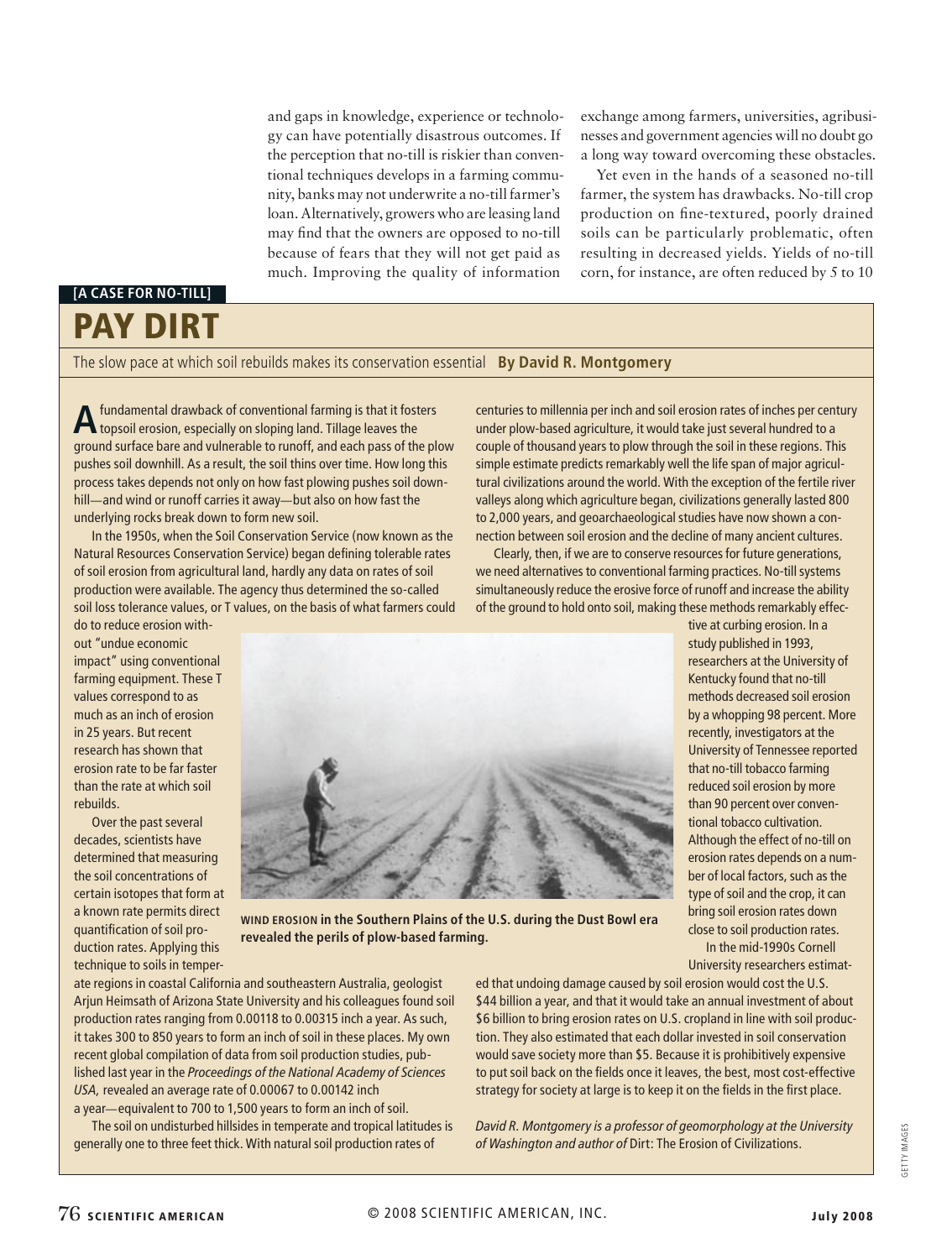and gaps in knowledge, experience or technology can have potentially disastrous outcomes. If the perception that no-till is riskier than conventional techniques develops in a farming community, banks may not underwrite a no-till farmer's loan. Alternatively, growers who are leasing land may find that the owners are opposed to no-till because of fears that they will not get paid as much. Improving the quality of information exchange among farmers, universities, agribusinesses and government agencies will no doubt go a long way toward overcoming these obstacles.

Yet even in the hands of a seasoned no-till farmer, the system has drawbacks. No-till crop production on fine-textured, poorly drained soils can be particularly problematic, often resulting in decreased yields. Yields of no-till corn, for instance, are often reduced by 5 to 10

**[A CASE FOR NO-TILL]**

# PAY DIRT

The slow pace at which soil rebuilds makes its conservation essential **By David R. Montgomery**

A fundamental drawback of conventional farming is that it fosters topsoil erosion, especially on sloping land. Tillage leaves the ground surface bare and vulnerable to runoff, and each pass of the plow pushes soil downhill. As a result, the soil thins over time. How long this process takes depends not only on how fast plowing pushes soil downhill—and wind or runoff carries it away—but also on how fast the underlying rocks break down to form new soil.

In the 1950s, when the Soil Conservation Service (now known as the Natural Resources Conservation Service) began defining tolerable rates of soil erosion from agricultural land, hardly any data on rates of soil production were available. The agency thus determined the so-called soil loss tolerance values, or T values, on the basis of what farmers could do to reduce erosion without "undue economic impact" using conventional farming equipment. These T values correspond to as much as an inch of erosion in 25 years. But recent research has shown that erosion rate to be far faster than the rate at which soil rebuilds.

Over the past several decades, scientists have determined that measuring the soil concentrations of certain isotopes that form at a known rate permits direct quantification of soil production rates. Applying this technique to soils in temperate regions in coastal California and southeastern Australia, geologist Arjun Heimsath of Arizona State University and his colleagues found soil production rates ranging from 0.00118 to 0.00315 inch a year. As such, it takes 300 to 850 years to form an inch of soil in these places. My own recent global compilation of data from soil production studies, published last year in the *Proceedings of the National Academy of Sciences USA,* revealed an average rate of 0.00067 to 0.00142 inch a year—equivalent to 700 to 1,500 years to form an inch of soil.

The soil on undisturbed hillsides in temperate and tropical latitudes is generally one to three feet thick. With natural soil production rates of centuries to millennia per inch and soil erosion rates of inches per century under plow-based agriculture, it would take just several hundred to a couple of thousand years to plow through the soil in these regions. This simple estimate predicts remarkably well the life span of major agricultural civilizations around the world. With the exception of the fertile river valleys along which agriculture began, civilizations generally lasted 800 to 2,000 years, and geoarchaeological studies have now shown a connection between soil erosion and the decline of many ancient cultures.

Clearly, then, if we are to conserve resources for future generations, we need alternatives to conventional farming practices. No-till systems simultaneously reduce the erosive force of runoff and increase the ability of the ground to hold onto soil, making these methods remarkably effective at curbing erosion. In a study published in 1993, researchers at the University of Kentucky found that no-till methods decreased soil erosion by a whopping 98 percent. More recently, investigators at the University of Tennessee reported that no-till tobacco farming reduced soil erosion by more than 90 percent over conventional tobacco cultivation. Although the effect of no-till on erosion rates depends on a number of local factors, such as the type of soil and the crop, it can bring soil erosion rates down close to soil production rates.

In the mid-1990s Cornell University researchers estimated that undoing damage caused by soil erosion would cost the U.S. $44 billion a year, and that it would take an annual investment of about $6 billion to bring erosion rates on U.S. cropland in line with soil production. They also estimated that each dollar invested in soil conservation would save society more than $5. Because it is prohibitively expensive to put soil back on the fields once it leaves, the best, most cost-effective strategy for society at large is to keep it on the fields in the first place.

*David R. Montgomery is a professor of geomorphology at the University of Washington and author of* Dirt: The Erosion of Civilizations.

**WIND EROSION in the Southern Plains of the U.S. during the Dust Bowl era revealed the perils of plow-based farming.**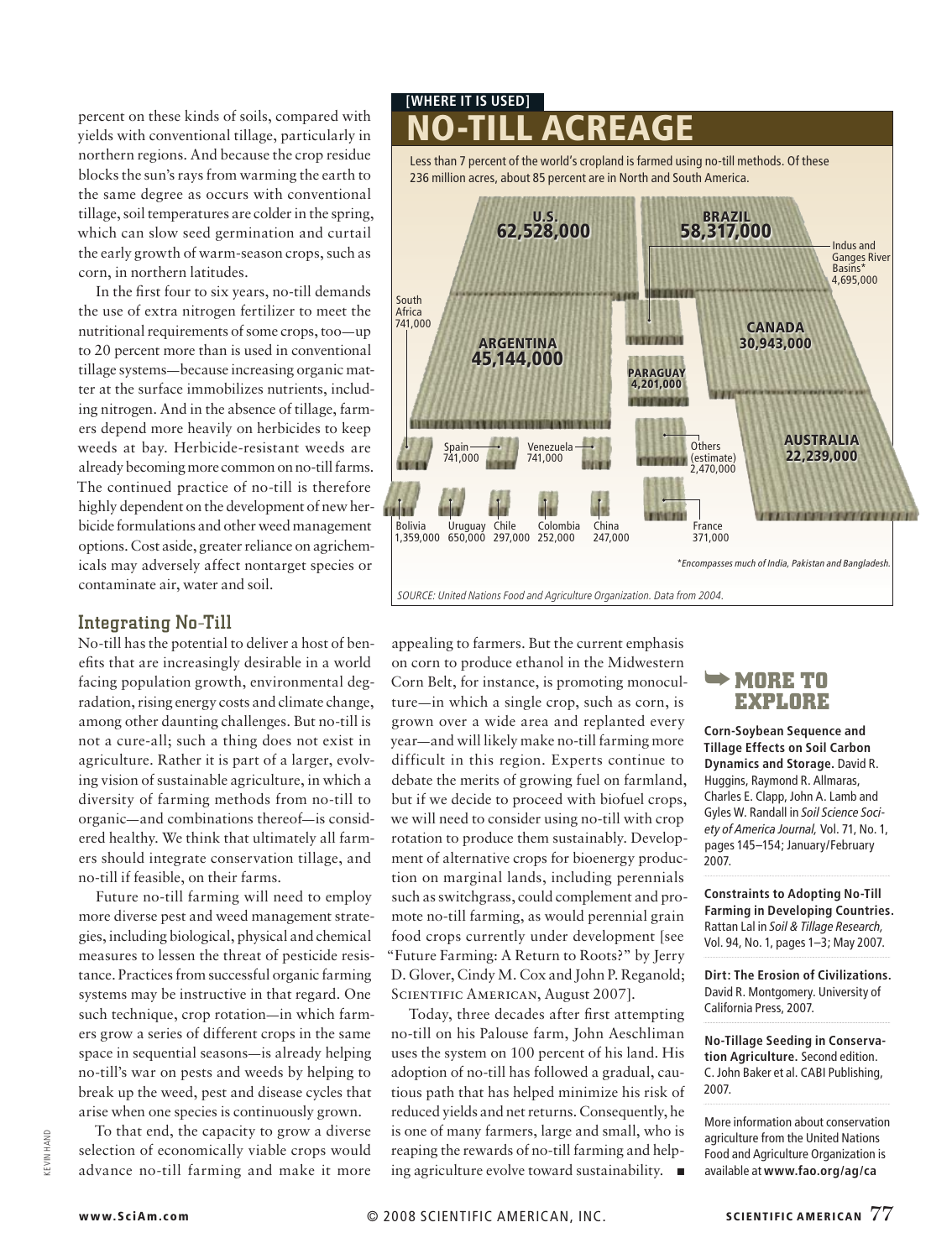percent on these kinds of soils, compared with yields with conventional tillage, particularly in northern regions. And because the crop residue blocks the sun's rays from warming the earth to the same degree as occurs with conventional tillage, soil temperatures are colder in the spring, which can slow seed germination and curtail the early growth of warm-season crops, such as corn, in northern latitudes.

In the first four to six years, no-till demands the use of extra nitrogen fertilizer to meet the nutritional requirements of some crops, too—up to 20 percent more than is used in conventional tillage systems—because increasing organic matter at the surface immobilizes nutrients, including nitrogen. And in the absence of tillage, farmers depend more heavily on herbicides to keep weeds at bay. Herbicide-resistant weeds are already becoming more common on no-till farms. The continued practice of no-till is therefore highly dependent on the development of new herbicide formulations and other weed management options. Cost aside, greater reliance on agrichemicals may adversely affect nontarget species or contaminate air, water and soil.

**[WHERE IT IS USED]**

## NO-TILL ACREAGE

Less than 7 percent of the world's cropland is farmed using no-till methods. Of these 236 million acres, about 85 percent are in North and South America.

U.S. 62,528,000

BRAZIL 58,317,000

Indus and Ganges River Basins* 4,695,000

South Africa 741,000

ARGENTINA 45,144,000

CANADA 30,943,000

PARAGUAY 4,201,000

AUSTRALIA 22,239,000

Spain 741,000

Venezuela 741,000

Others (estimate) 2,470,000

Bolivia 1,359,000

Uruguay 650,000

Chile 297,000

Colombia 252,000

China 247,000

France 371,000

*Encompasses much of India, Pakistan and Bangladesh.

*SOURCE: United Nations Food and Agriculture Organization. Data from 2004.*

## Integrating No-Till

No-till has the potential to deliver a host of benefits that are increasingly desirable in a world facing population growth, environmental degradation, rising energy costs and climate change, among other daunting challenges. But no-till is not a cure-all; such a thing does not exist in agriculture. Rather it is part of a larger, evolving vision of sustainable agriculture, in which a diversity of farming methods from no-till to organic—and combinations thereof—is considered healthy. We think that ultimately all farmers should integrate conservation tillage, and no-till if feasible, on their farms.

Future no-till farming will need to employ more diverse pest and weed management strategies, including biological, physical and chemical measures to lessen the threat of pesticide resistance. Practices from successful organic farming systems may be instructive in that regard. One such technique, crop rotation—in which farmers grow a series of different crops in the same space in sequential seasons—is already helping no-till's war on pests and weeds by helping to break up the weed, pest and disease cycles that arise when one species is continuously grown.

To that end, the capacity to grow a diverse selection of economically viable crops would advance no-till farming and make it more appealing to farmers. But the current emphasis on corn to produce ethanol in the Midwestern Corn Belt, for instance, is promoting monoculture—in which a single crop, such as corn, is grown over a wide area and replanted every year—and will likely make no-till farming more difficult in this region. Experts continue to debate the merits of growing fuel on farmland, but if we decide to proceed with biofuel crops, we will need to consider using no-till with crop rotation to produce them sustainably. Development of alternative crops for bioenergy production on marginal lands, including perennials such as switchgrass, could complement and promote no-till farming, as would perennial grain food crops currently under development [see "Future Farming: A Return to Roots?" by Jerry D. Glover, Cindy M. Cox and John P. Reganold; Scientific American, August 2007].

Today, three decades after first attempting no-till on his Palouse farm, John Aeschliman uses the system on 100 percent of his land. His adoption of no-till has followed a gradual, cautious path that has helped minimize his risk of reduced yields and net returns. Consequently, he is one of many farmers, large and small, who is reaping the rewards of no-till farming and helping agriculture evolve toward sustainability. ■

## ➥ MORE TO EXPLORE

**Corn-Soybean Sequence and Tillage Effects on Soil Carbon Dynamics and Storage.** David R. Huggins, Raymond R. Allmaras, Charles E. Clapp, John A. Lamb and Gyles W. Randall in *Soil Science Society of America Journal,* Vol. 71, No. 1, pages 145–154; January/February 2007.

**Constraints to Adopting No-Till Farming in Developing Countries.** Rattan Lal in *Soil & Tillage Research,* Vol. 94, No. 1, pages 1–3; May 2007.

**Dirt: The Erosion of Civilizations.** David R. Montgomery. University of California Press, 2007.

**No-Tillage Seeding in Conservation Agriculture.** Second edition. C. John Baker et al. CABI Publishing, 2007.

More information about conservation agriculture from the United Nations Food and Agriculture Organization is available at **www.fao.org/ag/ca**